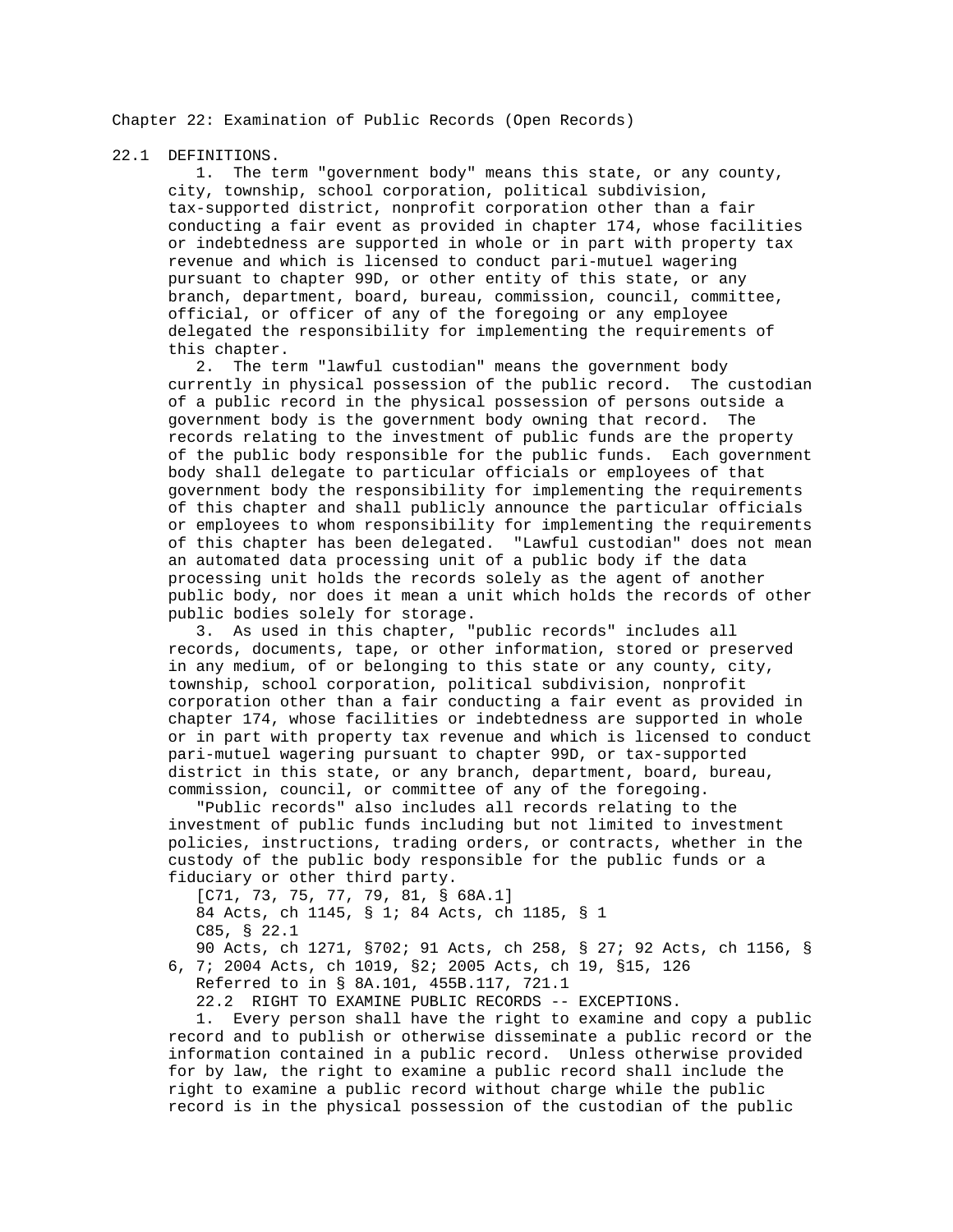# Chapter 22: Examination of Public Records (Open Records)

## 22.1 DEFINITIONS.

1. The term "government body" means this state, or any county, city, township, school corporation, political subdivision, tax-supported district, nonprofit corporation other than a fair conducting a fair event as provided in chapter 174, whose facilities or indebtedness are supported in whole or in part with property tax revenue and which is licensed to conduct pari-mutuel wagering pursuant to chapter 99D, or other entity of this state, or any branch, department, board, bureau, commission, council, committee, official, or officer of any of the foregoing or any employee delegated the responsibility for implementing the requirements of this chapter.

2. The term "lawful custodian" means the government body currently in physical possession of the public record. The custodian of a public record in the physical possession of persons outside a government body is the government body owning that record. The records relating to the investment of public funds are the property of the public body responsible for the public funds. Each government body shall delegate to particular officials or employees of that government body the responsibility for implementing the requirements of this chapter and shall publicly announce the particular officials or employees to whom responsibility for implementing the requirements of this chapter has been delegated. "Lawful custodian" does not mean an automated data processing unit of a public body if the data processing unit holds the records solely as the agent of another public body, nor does it mean a unit which holds the records of other public bodies solely for storage.

3. As used in this chapter, "public records" includes all records, documents, tape, or other information, stored or preserved in any medium, of or belonging to this state or any county, city, township, school corporation, political subdivision, nonprofit corporation other than a fair conducting a fair event as provided in chapter 174, whose facilities or indebtedness are supported in whole or in part with property tax revenue and which is licensed to conduct pari-mutuel wagering pursuant to chapter 99D, or tax-supported district in this state, or any branch, department, board, bureau, commission, council, or committee of any of the foregoing.

"Public records" also includes all records relating to the investment of public funds including but not limited to investment policies, instructions, trading orders, or contracts, whether in the custody of the public body responsible for the public funds or a fiduciary or other third party.

[C71, 73, 75, 77, 79, 81, § 68A.1]

84 Acts, ch 1145, § 1; 84 Acts, ch 1185, § 1

C85, § 22.1

90 Acts, ch 1271, §702; 91 Acts, ch 258, § 27; 92 Acts, ch 1156, § 6, 7; 2004 Acts, ch 1019, §2; 2005 Acts, ch 19, §15, 126

Referred to in § 8A.101, 455B.117, 721.1

## 22.2 RIGHT TO EXAMINE PUBLIC RECORDS -- EXCEPTIONS.

1. Every person shall have the right to examine and copy a public record and to publish or otherwise disseminate a public record or the information contained in a public record. Unless otherwise provided for by law, the right to examine a public record shall include the right to examine a public record without charge while the public record is in the physical possession of the custodian of the public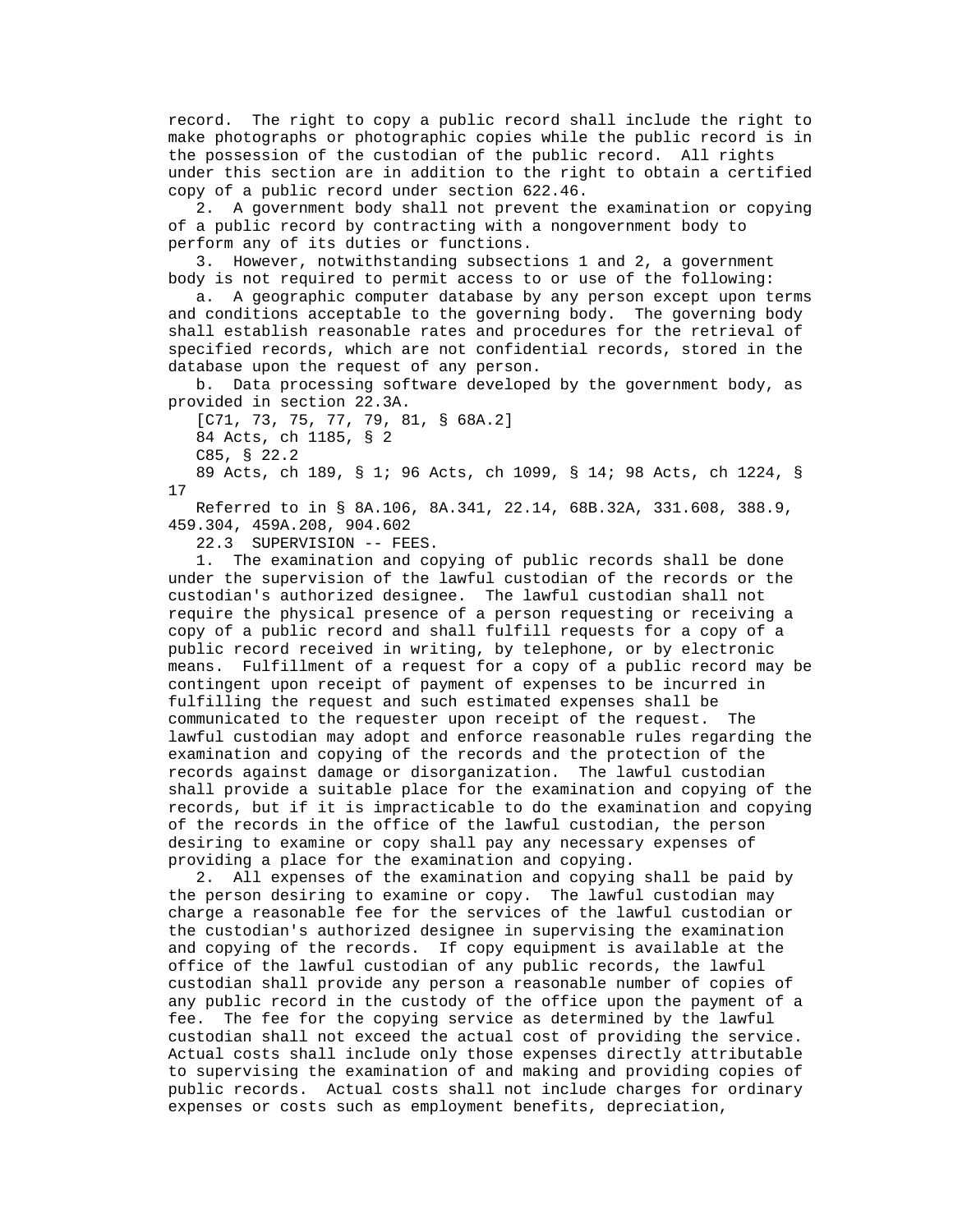record. The right to copy a public record shall include the right to make photographs or photographic copies while the public record is in the possession of the custodian of the public record. All rights under this section are in addition to the right to obtain a certified copy of a public record under section 622.46.

2. A government body shall not prevent the examination or copying of a public record by contracting with a nongovernment body to perform any of its duties or functions.

3. However, notwithstanding subsections 1 and 2, a government body is not required to permit access to or use of the following:

a. A geographic computer database by any person except upon terms and conditions acceptable to the governing body. The governing body shall establish reasonable rates and procedures for the retrieval of specified records, which are not confidential records, stored in the database upon the request of any person.

b. Data processing software developed by the government body, as provided in section 22.3A.

[C71, 73, 75, 77, 79, 81, § 68A.2]

84 Acts, ch 1185, § 2

C85, § 22.2

89 Acts, ch 189, § 1; 96 Acts, ch 1099, § 14; 98 Acts, ch 1224, § 17

Referred to in § 8A.106, 8A.341, 22.14, 68B.32A, 331.608, 388.9, 459.304, 459A.208, 904.602

22.3 SUPERVISION -- FEES.

1. The examination and copying of public records shall be done under the supervision of the lawful custodian of the records or the custodian's authorized designee. The lawful custodian shall not require the physical presence of a person requesting or receiving a copy of a public record and shall fulfill requests for a copy of a public record received in writing, by telephone, or by electronic means. Fulfillment of a request for a copy of a public record may be contingent upon receipt of payment of expenses to be incurred in fulfilling the request and such estimated expenses shall be communicated to the requester upon receipt of the request. The lawful custodian may adopt and enforce reasonable rules regarding the examination and copying of the records and the protection of the records against damage or disorganization. The lawful custodian shall provide a suitable place for the examination and copying of the records, but if it is impracticable to do the examination and copying of the records in the office of the lawful custodian, the person desiring to examine or copy shall pay any necessary expenses of providing a place for the examination and copying.

2. All expenses of the examination and copying shall be paid by the person desiring to examine or copy. The lawful custodian may charge a reasonable fee for the services of the lawful custodian or the custodian's authorized designee in supervising the examination and copying of the records. If copy equipment is available at the office of the lawful custodian of any public records, the lawful custodian shall provide any person a reasonable number of copies of any public record in the custody of the office upon the payment of a fee. The fee for the copying service as determined by the lawful custodian shall not exceed the actual cost of providing the service. Actual costs shall include only those expenses directly attributable to supervising the examination of and making and providing copies of public records. Actual costs shall not include charges for ordinary expenses or costs such as employment benefits, depreciation,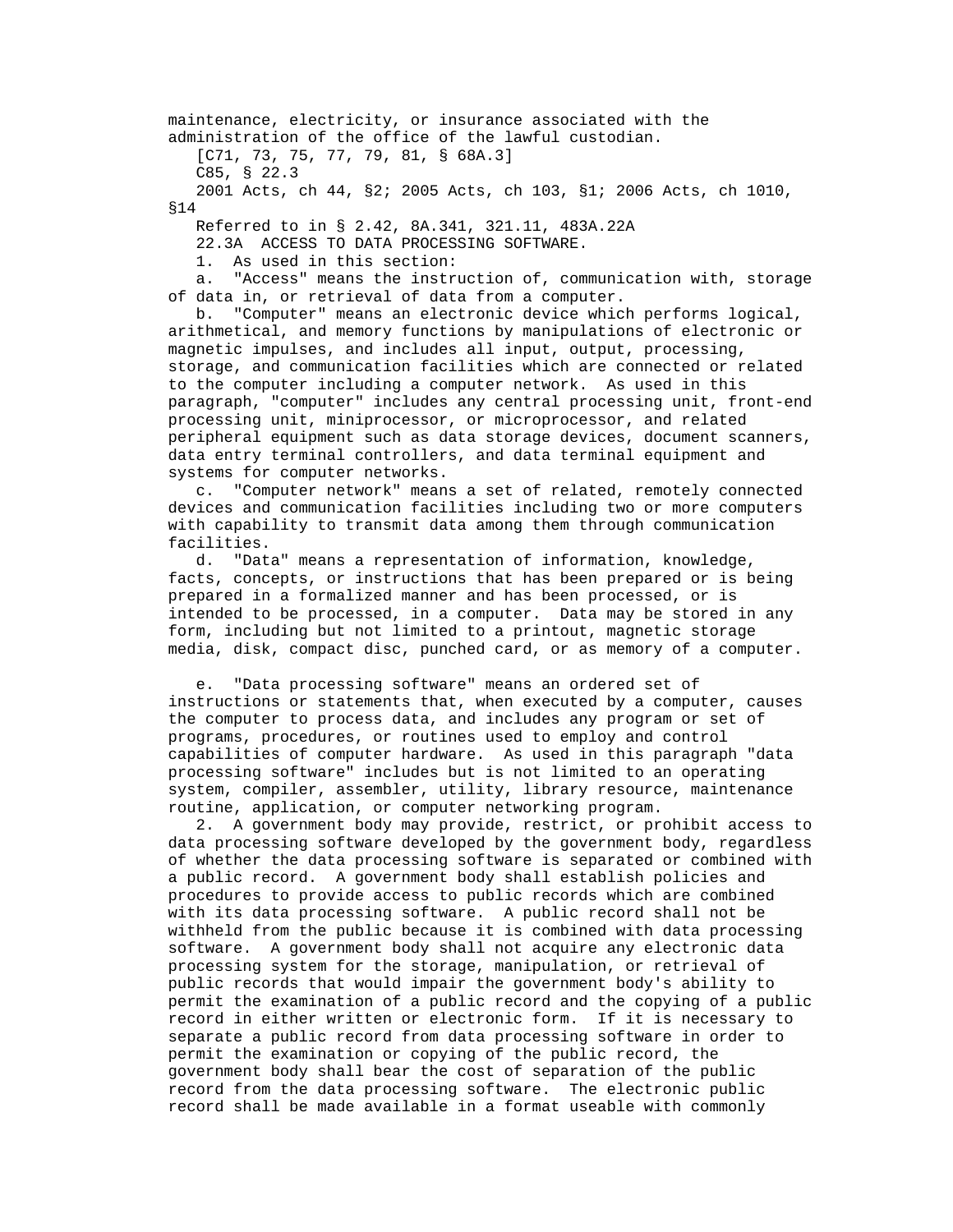maintenance, electricity, or insurance associated with the administration of the office of the lawful custodian.

[C71, 73, 75, 77, 79, 81, § 68A.3]

C85, § 22.3

2001 Acts, ch 44, §2; 2005 Acts, ch 103, §1; 2006 Acts, ch 1010, §14

Referred to in § 2.42, 8A.341, 321.11, 483A.22A

22.3A ACCESS TO DATA PROCESSING SOFTWARE.

1. As used in this section:

a. "Access" means the instruction of, communication with, storage of data in, or retrieval of data from a computer.

b. "Computer" means an electronic device which performs logical, arithmetical, and memory functions by manipulations of electronic or magnetic impulses, and includes all input, output, processing, storage, and communication facilities which are connected or related to the computer including a computer network. As used in this paragraph, "computer" includes any central processing unit, front-end processing unit, miniprocessor, or microprocessor, and related peripheral equipment such as data storage devices, document scanners, data entry terminal controllers, and data terminal equipment and systems for computer networks.

c. "Computer network" means a set of related, remotely connected devices and communication facilities including two or more computers with capability to transmit data among them through communication facilities.

d. "Data" means a representation of information, knowledge, facts, concepts, or instructions that has been prepared or is being prepared in a formalized manner and has been processed, or is intended to be processed, in a computer. Data may be stored in any form, including but not limited to a printout, magnetic storage media, disk, compact disc, punched card, or as memory of a computer.

e. "Data processing software" means an ordered set of instructions or statements that, when executed by a computer, causes the computer to process data, and includes any program or set of programs, procedures, or routines used to employ and control capabilities of computer hardware. As used in this paragraph "data processing software" includes but is not limited to an operating system, compiler, assembler, utility, library resource, maintenance routine, application, or computer networking program.

2. A government body may provide, restrict, or prohibit access to data processing software developed by the government body, regardless of whether the data processing software is separated or combined with a public record. A government body shall establish policies and procedures to provide access to public records which are combined with its data processing software. A public record shall not be withheld from the public because it is combined with data processing software. A government body shall not acquire any electronic data processing system for the storage, manipulation, or retrieval of public records that would impair the government body's ability to permit the examination of a public record and the copying of a public record in either written or electronic form. If it is necessary to separate a public record from data processing software in order to permit the examination or copying of the public record, the government body shall bear the cost of separation of the public record from the data processing software. The electronic public record shall be made available in a format useable with commonly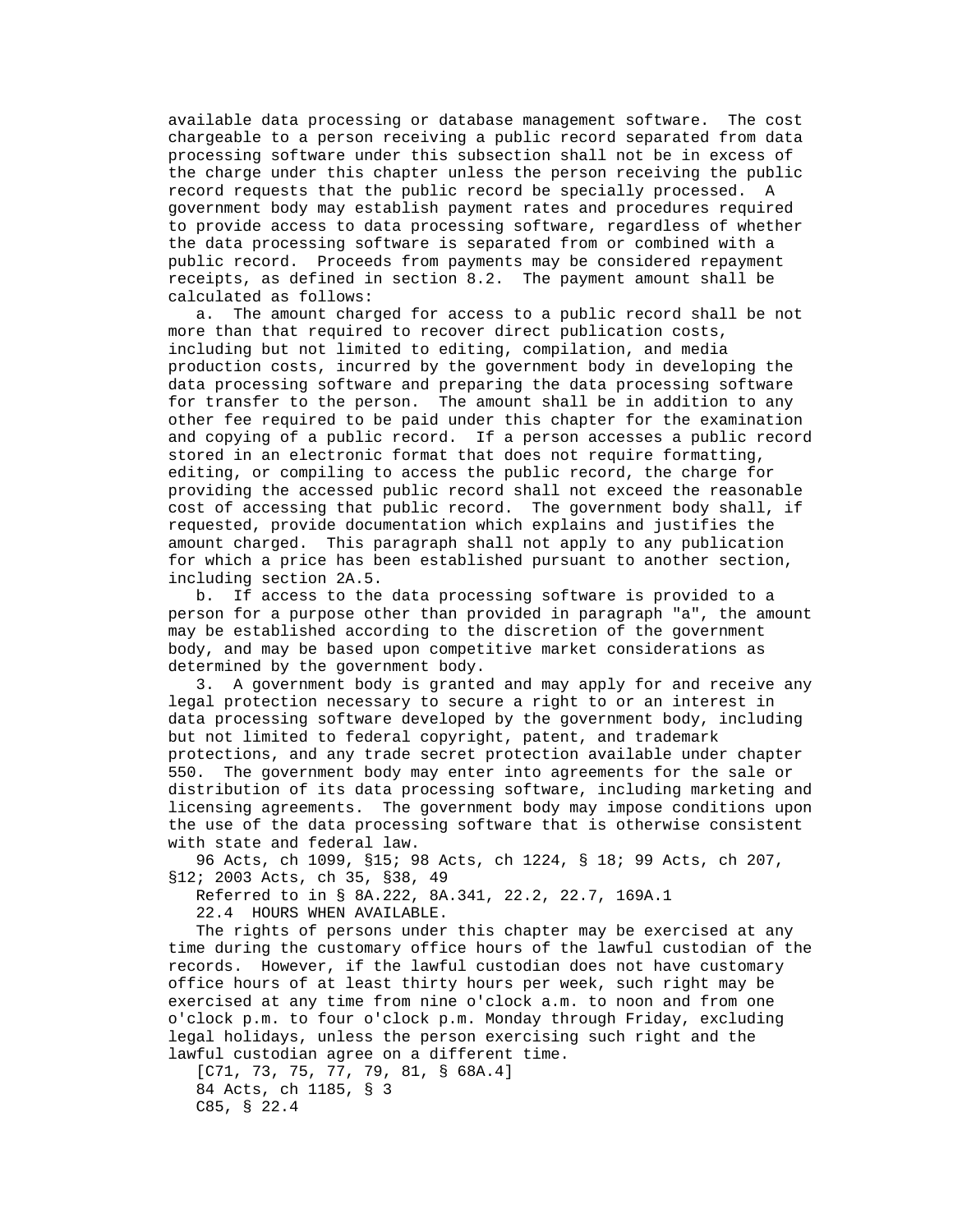available data processing or database management software. The cost chargeable to a person receiving a public record separated from data processing software under this subsection shall not be in excess of the charge under this chapter unless the person receiving the public record requests that the public record be specially processed. A government body may establish payment rates and procedures required to provide access to data processing software, regardless of whether the data processing software is separated from or combined with a public record. Proceeds from payments may be considered repayment receipts, as defined in section 8.2. The payment amount shall be calculated as follows:

a. The amount charged for access to a public record shall be not more than that required to recover direct publication costs, including but not limited to editing, compilation, and media production costs, incurred by the government body in developing the data processing software and preparing the data processing software for transfer to the person. The amount shall be in addition to any other fee required to be paid under this chapter for the examination and copying of a public record. If a person accesses a public record stored in an electronic format that does not require formatting, editing, or compiling to access the public record, the charge for providing the accessed public record shall not exceed the reasonable cost of accessing that public record. The government body shall, if requested, provide documentation which explains and justifies the amount charged. This paragraph shall not apply to any publication for which a price has been established pursuant to another section, including section 2A.5.

b. If access to the data processing software is provided to a person for a purpose other than provided in paragraph "a", the amount may be established according to the discretion of the government body, and may be based upon competitive market considerations as determined by the government body.

3. A government body is granted and may apply for and receive any legal protection necessary to secure a right to or an interest in data processing software developed by the government body, including but not limited to federal copyright, patent, and trademark protections, and any trade secret protection available under chapter 550. The government body may enter into agreements for the sale or distribution of its data processing software, including marketing and licensing agreements. The government body may impose conditions upon the use of the data processing software that is otherwise consistent with state and federal law.

96 Acts, ch 1099, §15; 98 Acts, ch 1224, § 18; 99 Acts, ch 207, §12; 2003 Acts, ch 35, §38, 49

Referred to in § 8A.222, 8A.341, 22.2, 22.7, 169A.1

22.4 HOURS WHEN AVAILABLE.

The rights of persons under this chapter may be exercised at any time during the customary office hours of the lawful custodian of the records. However, if the lawful custodian does not have customary office hours of at least thirty hours per week, such right may be exercised at any time from nine o'clock a.m. to noon and from one o'clock p.m. to four o'clock p.m. Monday through Friday, excluding legal holidays, unless the person exercising such right and the lawful custodian agree on a different time.

[C71, 73, 75, 77, 79, 81, § 68A.4]

84 Acts, ch 1185, § 3

C85, § 22.4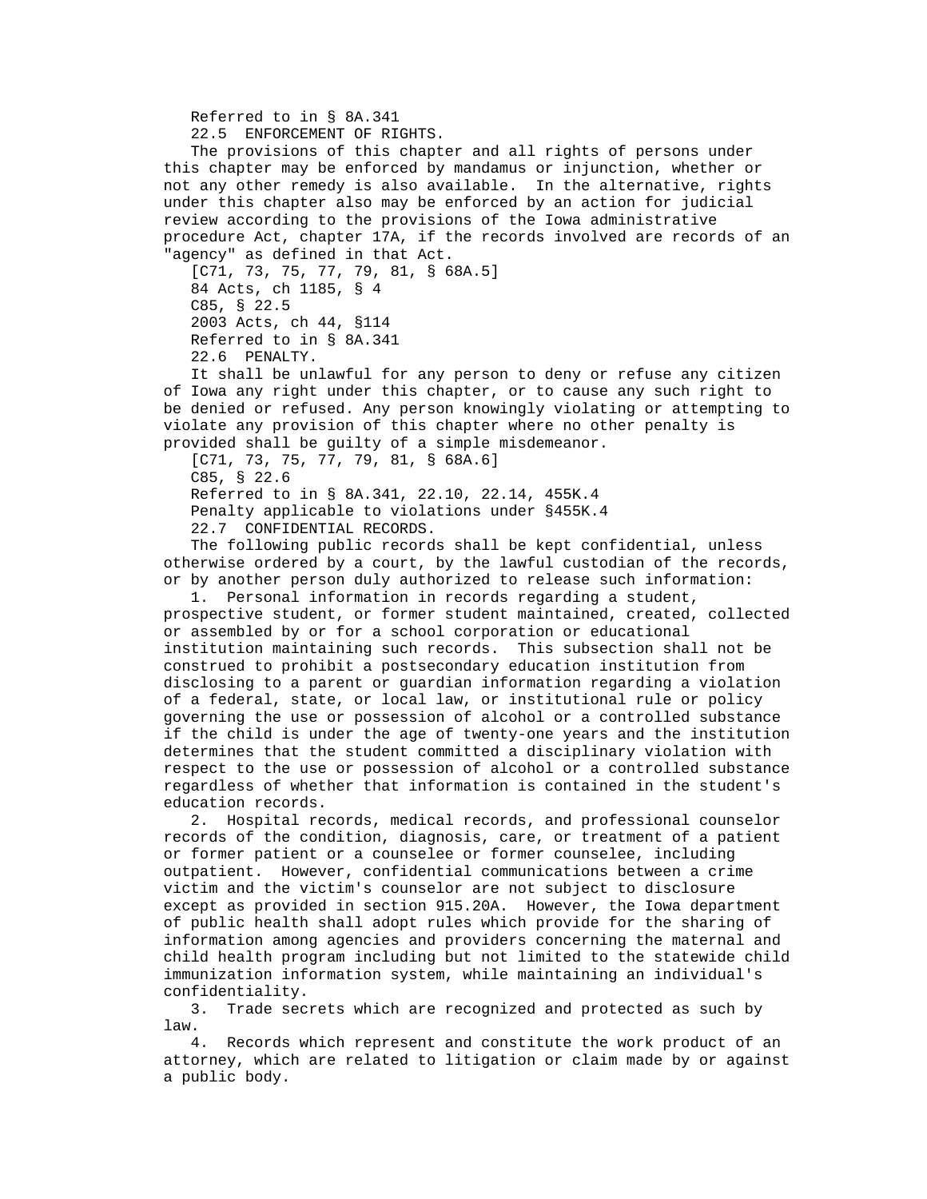Referred to in § 8A.341

22.5 ENFORCEMENT OF RIGHTS.

The provisions of this chapter and all rights of persons under this chapter may be enforced by mandamus or injunction, whether or not any other remedy is also available. In the alternative, rights under this chapter also may be enforced by an action for judicial review according to the provisions of the Iowa administrative procedure Act, chapter 17A, if the records involved are records of an "agency" as defined in that Act.

[C71, 73, 75, 77, 79, 81, § 68A.5]

84 Acts, ch 1185, § 4

C85, § 22.5

2003 Acts, ch 44, §114

Referred to in § 8A.341

22.6 PENALTY.

It shall be unlawful for any person to deny or refuse any citizen of Iowa any right under this chapter, or to cause any such right to be denied or refused. Any person knowingly violating or attempting to violate any provision of this chapter where no other penalty is provided shall be guilty of a simple misdemeanor.

[C71, 73, 75, 77, 79, 81, § 68A.6]

C85, § 22.6

Referred to in § 8A.341, 22.10, 22.14, 455K.4

Penalty applicable to violations under §455K.4

22.7 CONFIDENTIAL RECORDS.

The following public records shall be kept confidential, unless otherwise ordered by a court, by the lawful custodian of the records, or by another person duly authorized to release such information:

1. Personal information in records regarding a student, prospective student, or former student maintained, created, collected or assembled by or for a school corporation or educational institution maintaining such records. This subsection shall not be construed to prohibit a postsecondary education institution from disclosing to a parent or guardian information regarding a violation of a federal, state, or local law, or institutional rule or policy governing the use or possession of alcohol or a controlled substance if the child is under the age of twenty-one years and the institution determines that the student committed a disciplinary violation with respect to the use or possession of alcohol or a controlled substance regardless of whether that information is contained in the student's education records.

2. Hospital records, medical records, and professional counselor records of the condition, diagnosis, care, or treatment of a patient or former patient or a counselee or former counselee, including outpatient. However, confidential communications between a crime victim and the victim's counselor are not subject to disclosure except as provided in section 915.20A. However, the Iowa department of public health shall adopt rules which provide for the sharing of information among agencies and providers concerning the maternal and child health program including but not limited to the statewide child immunization information system, while maintaining an individual's confidentiality.

3. Trade secrets which are recognized and protected as such by law.

4. Records which represent and constitute the work product of an attorney, which are related to litigation or claim made by or against a public body.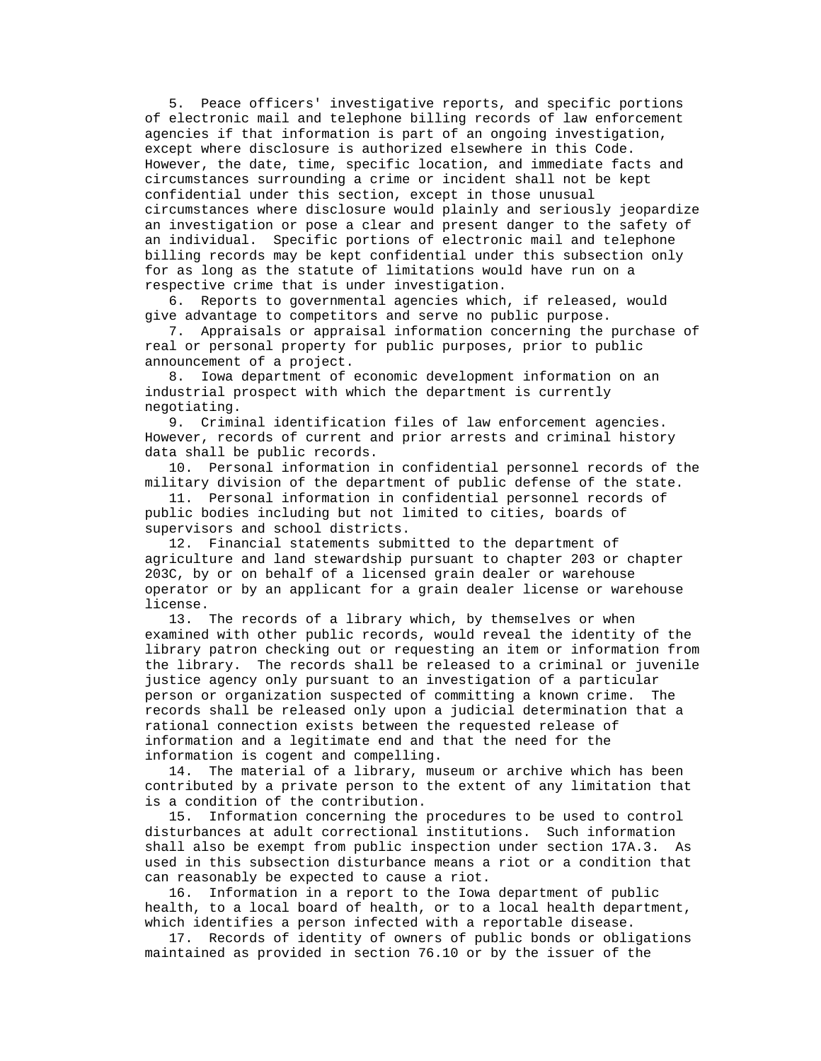5. Peace officers' investigative reports, and specific portions of electronic mail and telephone billing records of law enforcement agencies if that information is part of an ongoing investigation, except where disclosure is authorized elsewhere in this Code. However, the date, time, specific location, and immediate facts and circumstances surrounding a crime or incident shall not be kept confidential under this section, except in those unusual circumstances where disclosure would plainly and seriously jeopardize an investigation or pose a clear and present danger to the safety of an individual. Specific portions of electronic mail and telephone billing records may be kept confidential under this subsection only for as long as the statute of limitations would have run on a respective crime that is under investigation.

6. Reports to governmental agencies which, if released, would give advantage to competitors and serve no public purpose.

7. Appraisals or appraisal information concerning the purchase of real or personal property for public purposes, prior to public announcement of a project.

8. Iowa department of economic development information on an industrial prospect with which the department is currently negotiating.

9. Criminal identification files of law enforcement agencies. However, records of current and prior arrests and criminal history data shall be public records.

10. Personal information in confidential personnel records of the military division of the department of public defense of the state.

11. Personal information in confidential personnel records of public bodies including but not limited to cities, boards of supervisors and school districts.

12. Financial statements submitted to the department of agriculture and land stewardship pursuant to chapter 203 or chapter 203C, by or on behalf of a licensed grain dealer or warehouse operator or by an applicant for a grain dealer license or warehouse license.

13. The records of a library which, by themselves or when examined with other public records, would reveal the identity of the library patron checking out or requesting an item or information from the library. The records shall be released to a criminal or juvenile justice agency only pursuant to an investigation of a particular person or organization suspected of committing a known crime. The records shall be released only upon a judicial determination that a rational connection exists between the requested release of information and a legitimate end and that the need for the information is cogent and compelling.

14. The material of a library, museum or archive which has been contributed by a private person to the extent of any limitation that is a condition of the contribution.

15. Information concerning the procedures to be used to control disturbances at adult correctional institutions. Such information shall also be exempt from public inspection under section 17A.3. As used in this subsection disturbance means a riot or a condition that can reasonably be expected to cause a riot.

16. Information in a report to the Iowa department of public health, to a local board of health, or to a local health department, which identifies a person infected with a reportable disease.

17. Records of identity of owners of public bonds or obligations maintained as provided in section 76.10 or by the issuer of the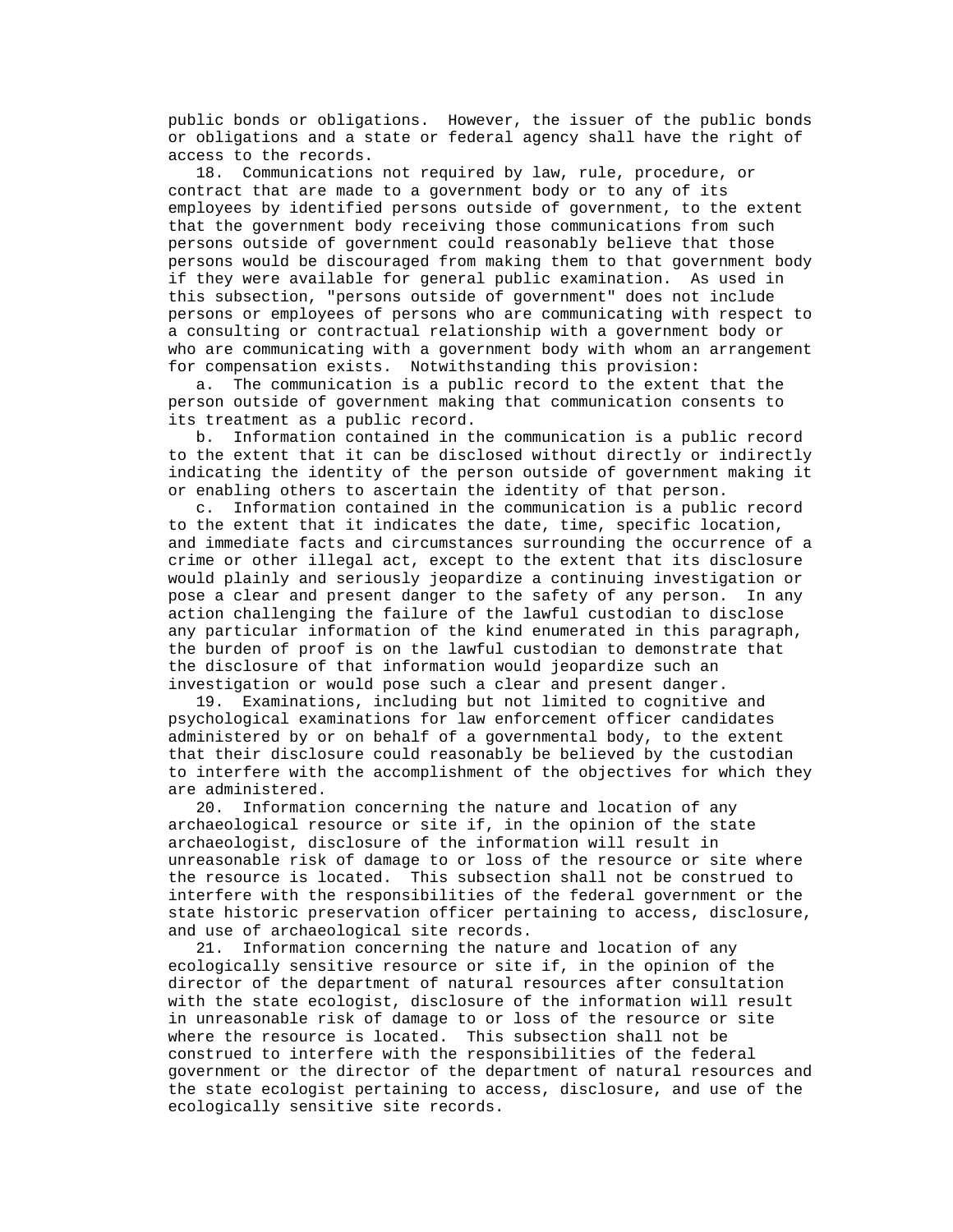public bonds or obligations. However, the issuer of the public bonds or obligations and a state or federal agency shall have the right of access to the records.

18. Communications not required by law, rule, procedure, or contract that are made to a government body or to any of its employees by identified persons outside of government, to the extent that the government body receiving those communications from such persons outside of government could reasonably believe that those persons would be discouraged from making them to that government body if they were available for general public examination. As used in this subsection, "persons outside of government" does not include persons or employees of persons who are communicating with respect to a consulting or contractual relationship with a government body or who are communicating with a government body with whom an arrangement for compensation exists. Notwithstanding this provision:

a. The communication is a public record to the extent that the person outside of government making that communication consents to its treatment as a public record.

b. Information contained in the communication is a public record to the extent that it can be disclosed without directly or indirectly indicating the identity of the person outside of government making it or enabling others to ascertain the identity of that person.

c. Information contained in the communication is a public record to the extent that it indicates the date, time, specific location, and immediate facts and circumstances surrounding the occurrence of a crime or other illegal act, except to the extent that its disclosure would plainly and seriously jeopardize a continuing investigation or pose a clear and present danger to the safety of any person. In any action challenging the failure of the lawful custodian to disclose any particular information of the kind enumerated in this paragraph, the burden of proof is on the lawful custodian to demonstrate that the disclosure of that information would jeopardize such an investigation or would pose such a clear and present danger.

19. Examinations, including but not limited to cognitive and psychological examinations for law enforcement officer candidates administered by or on behalf of a governmental body, to the extent that their disclosure could reasonably be believed by the custodian to interfere with the accomplishment of the objectives for which they are administered.

20. Information concerning the nature and location of any archaeological resource or site if, in the opinion of the state archaeologist, disclosure of the information will result in unreasonable risk of damage to or loss of the resource or site where the resource is located. This subsection shall not be construed to interfere with the responsibilities of the federal government or the state historic preservation officer pertaining to access, disclosure, and use of archaeological site records.

21. Information concerning the nature and location of any ecologically sensitive resource or site if, in the opinion of the director of the department of natural resources after consultation with the state ecologist, disclosure of the information will result in unreasonable risk of damage to or loss of the resource or site where the resource is located. This subsection shall not be construed to interfere with the responsibilities of the federal government or the director of the department of natural resources and the state ecologist pertaining to access, disclosure, and use of the ecologically sensitive site records.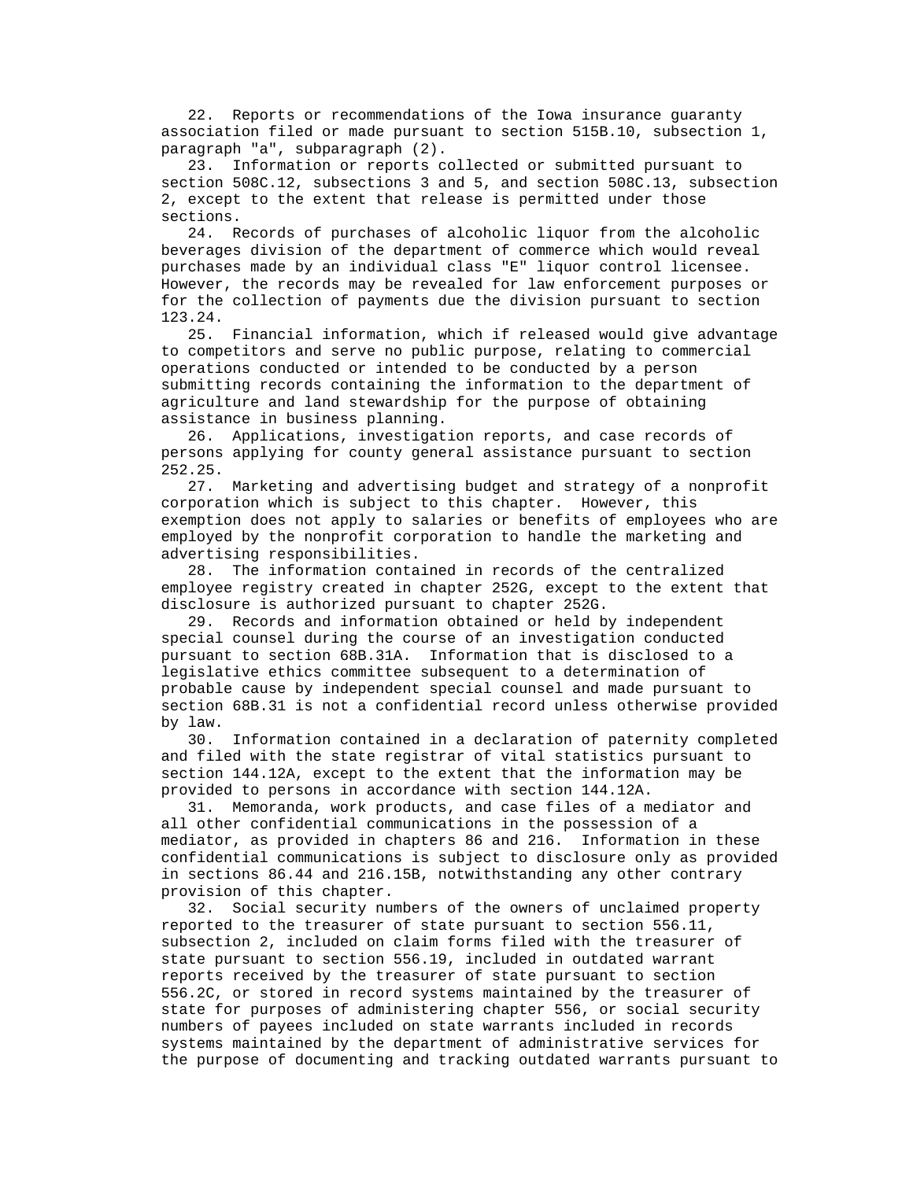22. Reports or recommendations of the Iowa insurance guaranty association filed or made pursuant to section 515B.10, subsection 1, paragraph "a", subparagraph (2).

23. Information or reports collected or submitted pursuant to section 508C.12, subsections 3 and 5, and section 508C.13, subsection 2, except to the extent that release is permitted under those sections.

24. Records of purchases of alcoholic liquor from the alcoholic beverages division of the department of commerce which would reveal purchases made by an individual class "E" liquor control licensee. However, the records may be revealed for law enforcement purposes or for the collection of payments due the division pursuant to section 123.24.

25. Financial information, which if released would give advantage to competitors and serve no public purpose, relating to commercial operations conducted or intended to be conducted by a person submitting records containing the information to the department of agriculture and land stewardship for the purpose of obtaining assistance in business planning.

26. Applications, investigation reports, and case records of persons applying for county general assistance pursuant to section 252.25.

27. Marketing and advertising budget and strategy of a nonprofit corporation which is subject to this chapter. However, this exemption does not apply to salaries or benefits of employees who are employed by the nonprofit corporation to handle the marketing and advertising responsibilities.

28. The information contained in records of the centralized employee registry created in chapter 252G, except to the extent that disclosure is authorized pursuant to chapter 252G.

29. Records and information obtained or held by independent special counsel during the course of an investigation conducted pursuant to section 68B.31A. Information that is disclosed to a legislative ethics committee subsequent to a determination of probable cause by independent special counsel and made pursuant to section 68B.31 is not a confidential record unless otherwise provided by law.

30. Information contained in a declaration of paternity completed and filed with the state registrar of vital statistics pursuant to section 144.12A, except to the extent that the information may be provided to persons in accordance with section 144.12A.

31. Memoranda, work products, and case files of a mediator and all other confidential communications in the possession of a mediator, as provided in chapters 86 and 216. Information in these confidential communications is subject to disclosure only as provided in sections 86.44 and 216.15B, notwithstanding any other contrary provision of this chapter.

32. Social security numbers of the owners of unclaimed property reported to the treasurer of state pursuant to section 556.11, subsection 2, included on claim forms filed with the treasurer of state pursuant to section 556.19, included in outdated warrant reports received by the treasurer of state pursuant to section 556.2C, or stored in record systems maintained by the treasurer of state for purposes of administering chapter 556, or social security numbers of payees included on state warrants included in records systems maintained by the department of administrative services for the purpose of documenting and tracking outdated warrants pursuant to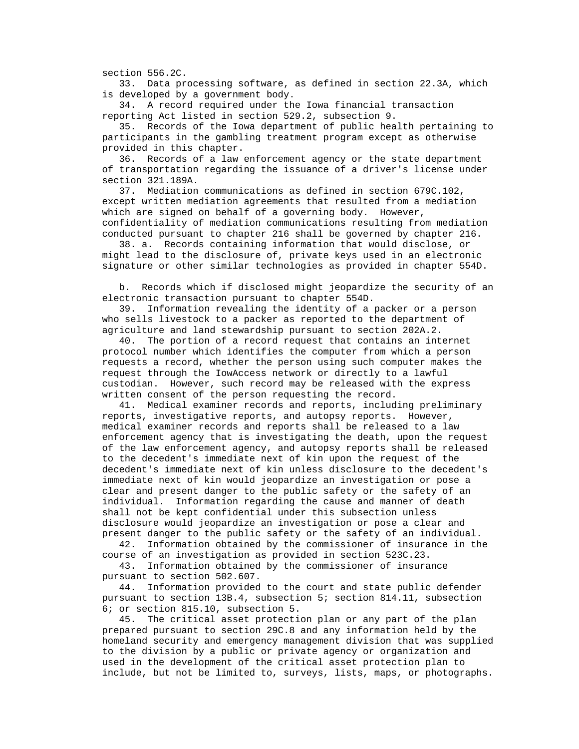section 556.2C.

33. Data processing software, as defined in section 22.3A, which is developed by a government body.

34. A record required under the Iowa financial transaction reporting Act listed in section 529.2, subsection 9.

35. Records of the Iowa department of public health pertaining to participants in the gambling treatment program except as otherwise provided in this chapter.

36. Records of a law enforcement agency or the state department of transportation regarding the issuance of a driver's license under section 321.189A.

37. Mediation communications as defined in section 679C.102, except written mediation agreements that resulted from a mediation which are signed on behalf of a governing body. However, confidentiality of mediation communications resulting from mediation conducted pursuant to chapter 216 shall be governed by chapter 216.

38. a. Records containing information that would disclose, or might lead to the disclosure of, private keys used in an electronic signature or other similar technologies as provided in chapter 554D.

b. Records which if disclosed might jeopardize the security of an electronic transaction pursuant to chapter 554D.

39. Information revealing the identity of a packer or a person who sells livestock to a packer as reported to the department of agriculture and land stewardship pursuant to section 202A.2.

40. The portion of a record request that contains an internet protocol number which identifies the computer from which a person requests a record, whether the person using such computer makes the request through the IowAccess network or directly to a lawful custodian. However, such record may be released with the express written consent of the person requesting the record.

41. Medical examiner records and reports, including preliminary reports, investigative reports, and autopsy reports. However, medical examiner records and reports shall be released to a law enforcement agency that is investigating the death, upon the request of the law enforcement agency, and autopsy reports shall be released to the decedent's immediate next of kin upon the request of the decedent's immediate next of kin unless disclosure to the decedent's immediate next of kin would jeopardize an investigation or pose a clear and present danger to the public safety or the safety of an individual. Information regarding the cause and manner of death shall not be kept confidential under this subsection unless disclosure would jeopardize an investigation or pose a clear and present danger to the public safety or the safety of an individual.

42. Information obtained by the commissioner of insurance in the course of an investigation as provided in section 523C.23.

43. Information obtained by the commissioner of insurance pursuant to section 502.607.

44. Information provided to the court and state public defender pursuant to section 13B.4, subsection 5; section 814.11, subsection 6; or section 815.10, subsection 5.

45. The critical asset protection plan or any part of the plan prepared pursuant to section 29C.8 and any information held by the homeland security and emergency management division that was supplied to the division by a public or private agency or organization and used in the development of the critical asset protection plan to include, but not be limited to, surveys, lists, maps, or photographs.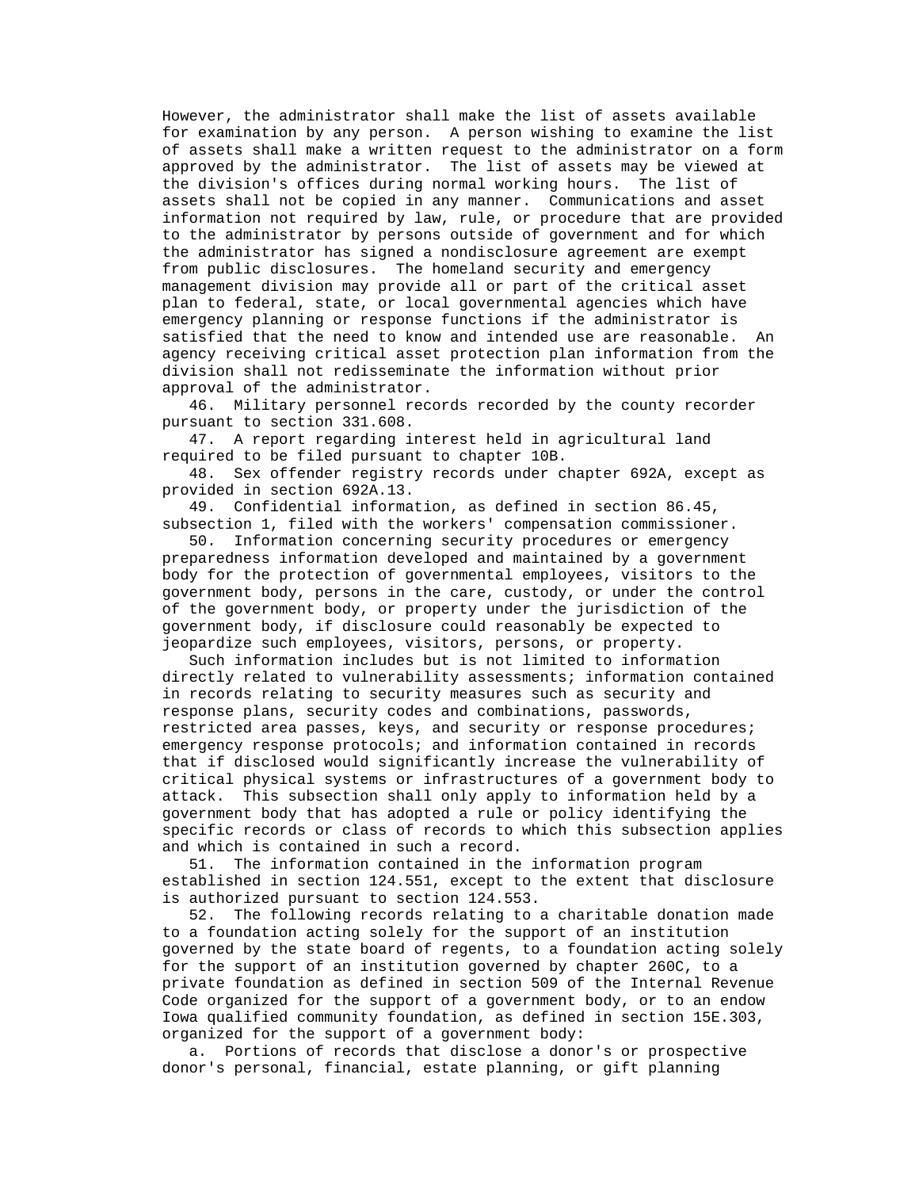However, the administrator shall make the list of assets available for examination by any person. A person wishing to examine the list of assets shall make a written request to the administrator on a form approved by the administrator. The list of assets may be viewed at the division's offices during normal working hours. The list of assets shall not be copied in any manner. Communications and asset information not required by law, rule, or procedure that are provided to the administrator by persons outside of government and for which the administrator has signed a nondisclosure agreement are exempt from public disclosures. The homeland security and emergency management division may provide all or part of the critical asset plan to federal, state, or local governmental agencies which have emergency planning or response functions if the administrator is satisfied that the need to know and intended use are reasonable. An agency receiving critical asset protection plan information from the division shall not redisseminate the information without prior approval of the administrator.

46. Military personnel records recorded by the county recorder pursuant to section 331.608.

47. A report regarding interest held in agricultural land required to be filed pursuant to chapter 10B.

48. Sex offender registry records under chapter 692A, except as provided in section 692A.13.

49. Confidential information, as defined in section 86.45, subsection 1, filed with the workers' compensation commissioner.

50. Information concerning security procedures or emergency preparedness information developed and maintained by a government body for the protection of governmental employees, visitors to the government body, persons in the care, custody, or under the control of the government body, or property under the jurisdiction of the government body, if disclosure could reasonably be expected to jeopardize such employees, visitors, persons, or property.

Such information includes but is not limited to information directly related to vulnerability assessments; information contained in records relating to security measures such as security and response plans, security codes and combinations, passwords, restricted area passes, keys, and security or response procedures; emergency response protocols; and information contained in records that if disclosed would significantly increase the vulnerability of critical physical systems or infrastructures of a government body to attack. This subsection shall only apply to information held by a government body that has adopted a rule or policy identifying the specific records or class of records to which this subsection applies and which is contained in such a record.

51. The information contained in the information program established in section 124.551, except to the extent that disclosure is authorized pursuant to section 124.553.

52. The following records relating to a charitable donation made to a foundation acting solely for the support of an institution governed by the state board of regents, to a foundation acting solely for the support of an institution governed by chapter 260C, to a private foundation as defined in section 509 of the Internal Revenue Code organized for the support of a government body, or to an endow Iowa qualified community foundation, as defined in section 15E.303, organized for the support of a government body:

a. Portions of records that disclose a donor's or prospective donor's personal, financial, estate planning, or gift planning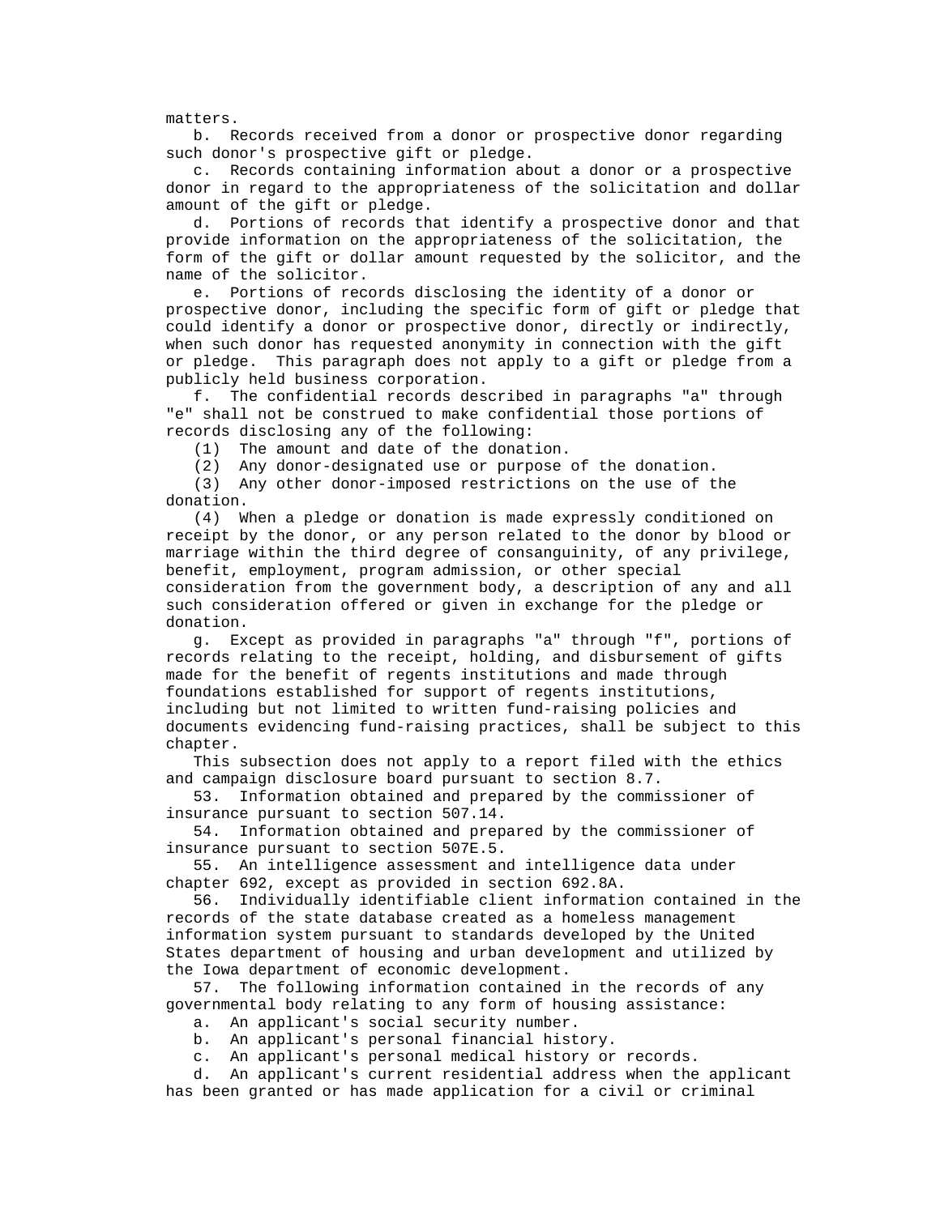matters.

b. Records received from a donor or prospective donor regarding such donor's prospective gift or pledge.

c. Records containing information about a donor or a prospective donor in regard to the appropriateness of the solicitation and dollar amount of the gift or pledge.

d. Portions of records that identify a prospective donor and that provide information on the appropriateness of the solicitation, the form of the gift or dollar amount requested by the solicitor, and the name of the solicitor.

e. Portions of records disclosing the identity of a donor or prospective donor, including the specific form of gift or pledge that could identify a donor or prospective donor, directly or indirectly, when such donor has requested anonymity in connection with the gift or pledge. This paragraph does not apply to a gift or pledge from a publicly held business corporation.

f. The confidential records described in paragraphs "a" through "e" shall not be construed to make confidential those portions of records disclosing any of the following:

(1) The amount and date of the donation.

(2) Any donor-designated use or purpose of the donation.

(3) Any other donor-imposed restrictions on the use of the donation.

(4) When a pledge or donation is made expressly conditioned on receipt by the donor, or any person related to the donor by blood or marriage within the third degree of consanguinity, of any privilege, benefit, employment, program admission, or other special consideration from the government body, a description of any and all such consideration offered or given in exchange for the pledge or donation.

g. Except as provided in paragraphs "a" through "f", portions of records relating to the receipt, holding, and disbursement of gifts made for the benefit of regents institutions and made through foundations established for support of regents institutions, including but not limited to written fund-raising policies and documents evidencing fund-raising practices, shall be subject to this chapter.

This subsection does not apply to a report filed with the ethics and campaign disclosure board pursuant to section 8.7.

53. Information obtained and prepared by the commissioner of insurance pursuant to section 507.14.

54. Information obtained and prepared by the commissioner of insurance pursuant to section 507E.5.

55. An intelligence assessment and intelligence data under chapter 692, except as provided in section 692.8A.

56. Individually identifiable client information contained in the records of the state database created as a homeless management information system pursuant to standards developed by the United States department of housing and urban development and utilized by the Iowa department of economic development.

57. The following information contained in the records of any governmental body relating to any form of housing assistance:

a. An applicant's social security number.

b. An applicant's personal financial history.

c. An applicant's personal medical history or records.

d. An applicant's current residential address when the applicant has been granted or has made application for a civil or criminal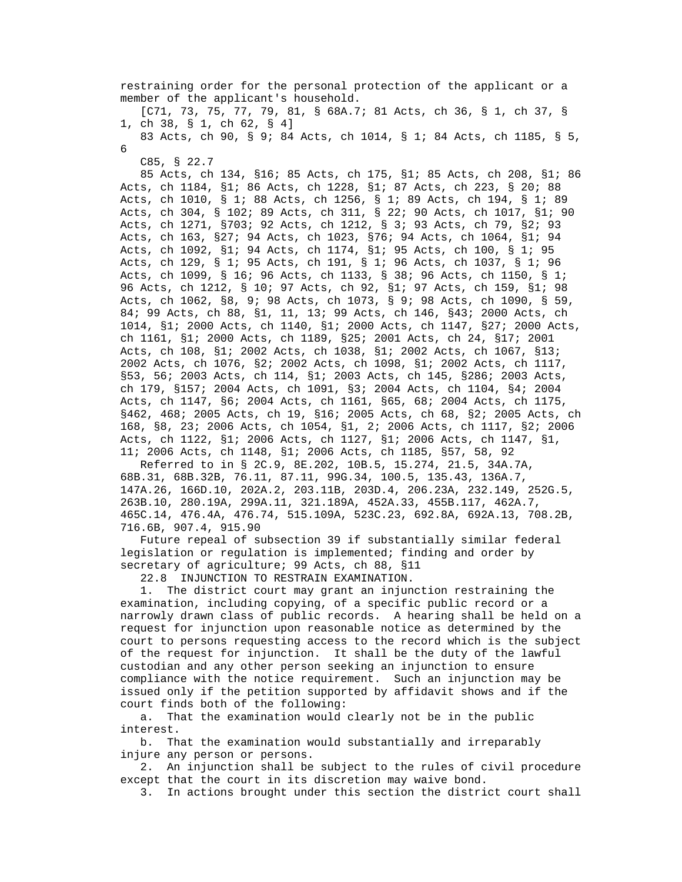restraining order for the personal protection of the applicant or a member of the applicant's household.

[C71, 73, 75, 77, 79, 81, § 68A.7; 81 Acts, ch 36, § 1, ch 37, § 1, ch 38, § 1, ch 62, § 4]

83 Acts, ch 90, § 9; 84 Acts, ch 1014, § 1; 84 Acts, ch 1185, § 5, 6

C85, § 22.7

85 Acts, ch 134, §16; 85 Acts, ch 175, §1; 85 Acts, ch 208, §1; 86 Acts, ch 1184, §1; 86 Acts, ch 1228, §1; 87 Acts, ch 223, § 20; 88 Acts, ch 1010, § 1; 88 Acts, ch 1256, § 1; 89 Acts, ch 194, § 1; 89 Acts, ch 304, § 102; 89 Acts, ch 311, § 22; 90 Acts, ch 1017, §1; 90 Acts, ch 1271, §703; 92 Acts, ch 1212, § 3; 93 Acts, ch 79, §2; 93 Acts, ch 163, §27; 94 Acts, ch 1023, §76; 94 Acts, ch 1064, §1; 94 Acts, ch 1092, §1; 94 Acts, ch 1174, §1; 95 Acts, ch 100, § 1; 95 Acts, ch 129, § 1; 95 Acts, ch 191, § 1; 96 Acts, ch 1037, § 1; 96 Acts, ch 1099, § 16; 96 Acts, ch 1133, § 38; 96 Acts, ch 1150, § 1; 96 Acts, ch 1212, § 10; 97 Acts, ch 92, §1; 97 Acts, ch 159, §1; 98 Acts, ch 1062, §8, 9; 98 Acts, ch 1073, § 9; 98 Acts, ch 1090, § 59, 84; 99 Acts, ch 88, §1, 11, 13; 99 Acts, ch 146, §43; 2000 Acts, ch 1014, §1; 2000 Acts, ch 1140, §1; 2000 Acts, ch 1147, §27; 2000 Acts, ch 1161, §1; 2000 Acts, ch 1189, §25; 2001 Acts, ch 24, §17; 2001 Acts, ch 108, §1; 2002 Acts, ch 1038, §1; 2002 Acts, ch 1067, §13; 2002 Acts, ch 1076, §2; 2002 Acts, ch 1098, §1; 2002 Acts, ch 1117, §53, 56; 2003 Acts, ch 114, §1; 2003 Acts, ch 145, §286; 2003 Acts, ch 179, §157; 2004 Acts, ch 1091, §3; 2004 Acts, ch 1104, §4; 2004 Acts, ch 1147, §6; 2004 Acts, ch 1161, §65, 68; 2004 Acts, ch 1175, §462, 468; 2005 Acts, ch 19, §16; 2005 Acts, ch 68, §2; 2005 Acts, ch 168, §8, 23; 2006 Acts, ch 1054, §1, 2; 2006 Acts, ch 1117, §2; 2006 Acts, ch 1122, §1; 2006 Acts, ch 1127, §1; 2006 Acts, ch 1147, §1, 11; 2006 Acts, ch 1148, §1; 2006 Acts, ch 1185, §57, 58, 92

Referred to in § 2C.9, 8E.202, 10B.5, 15.274, 21.5, 34A.7A, 68B.31, 68B.32B, 76.11, 87.11, 99G.34, 100.5, 135.43, 136A.7, 147A.26, 166D.10, 202A.2, 203.11B, 203D.4, 206.23A, 232.149, 252G.5, 263B.10, 280.19A, 299A.11, 321.189A, 452A.33, 455B.117, 462A.7, 465C.14, 476.4A, 476.74, 515.109A, 523C.23, 692.8A, 692A.13, 708.2B, 716.6B, 907.4, 915.90

Future repeal of subsection 39 if substantially similar federal legislation or regulation is implemented; finding and order by secretary of agriculture; 99 Acts, ch 88, §11

22.8 INJUNCTION TO RESTRAIN EXAMINATION.

1. The district court may grant an injunction restraining the examination, including copying, of a specific public record or a narrowly drawn class of public records. A hearing shall be held on a request for injunction upon reasonable notice as determined by the court to persons requesting access to the record which is the subject of the request for injunction. It shall be the duty of the lawful custodian and any other person seeking an injunction to ensure compliance with the notice requirement. Such an injunction may be issued only if the petition supported by affidavit shows and if the court finds both of the following:

a. That the examination would clearly not be in the public interest.

b. That the examination would substantially and irreparably injure any person or persons.

2. An injunction shall be subject to the rules of civil procedure except that the court in its discretion may waive bond.

3. In actions brought under this section the district court shall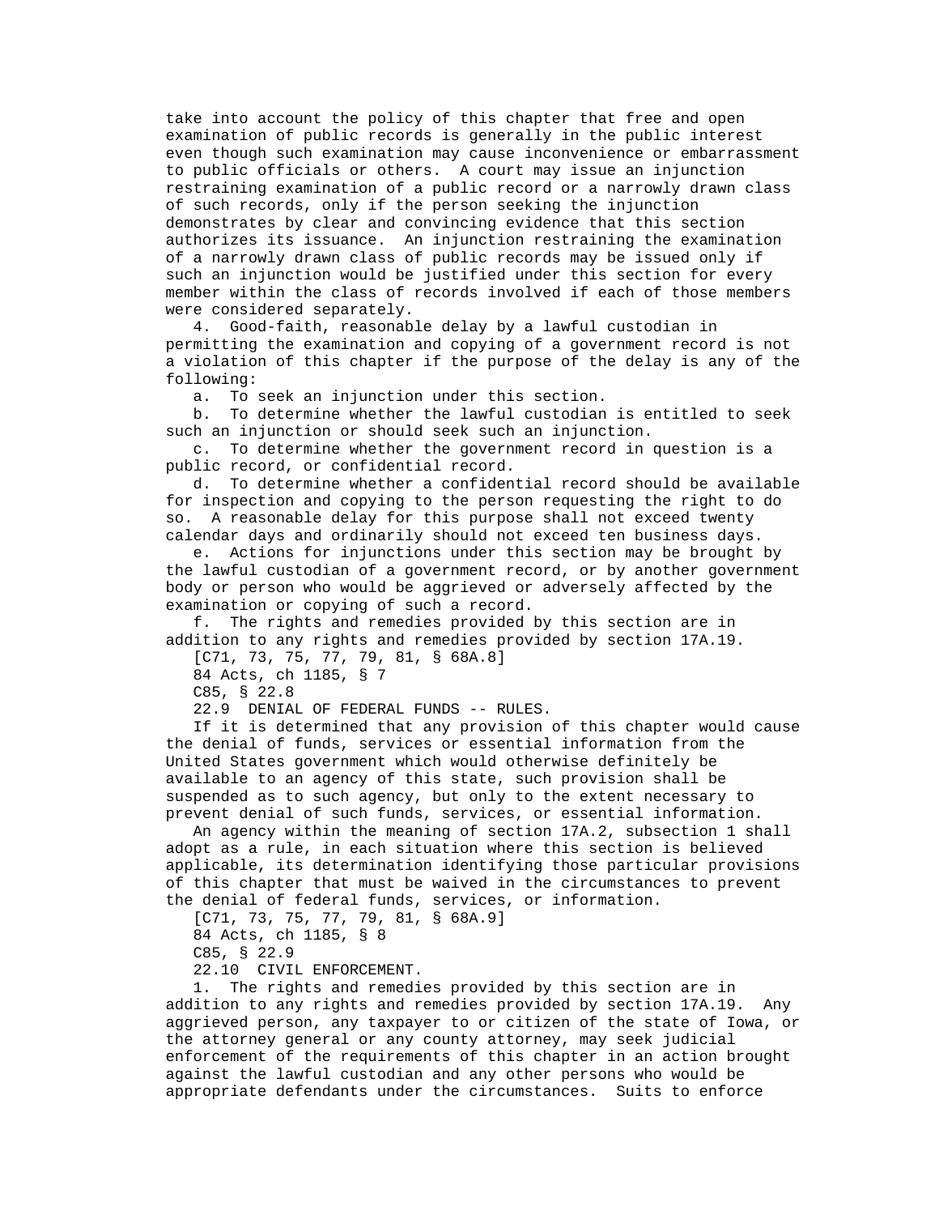take into account the policy of this chapter that free and open examination of public records is generally in the public interest even though such examination may cause inconvenience or embarrassment to public officials or others. A court may issue an injunction restraining examination of a public record or a narrowly drawn class of such records, only if the person seeking the injunction demonstrates by clear and convincing evidence that this section authorizes its issuance. An injunction restraining the examination of a narrowly drawn class of public records may be issued only if such an injunction would be justified under this section for every member within the class of records involved if each of those members were considered separately.

4. Good-faith, reasonable delay by a lawful custodian in permitting the examination and copying of a government record is not a violation of this chapter if the purpose of the delay is any of the following:

a. To seek an injunction under this section.

b. To determine whether the lawful custodian is entitled to seek such an injunction or should seek such an injunction.

c. To determine whether the government record in question is a public record, or confidential record.

d. To determine whether a confidential record should be available for inspection and copying to the person requesting the right to do so. A reasonable delay for this purpose shall not exceed twenty calendar days and ordinarily should not exceed ten business days.

e. Actions for injunctions under this section may be brought by the lawful custodian of a government record, or by another government body or person who would be aggrieved or adversely affected by the examination or copying of such a record.

f. The rights and remedies provided by this section are in addition to any rights and remedies provided by section 17A.19.

[C71, 73, 75, 77, 79, 81, § 68A.8]

84 Acts, ch 1185, § 7

C85, § 22.8

22.9 DENIAL OF FEDERAL FUNDS -- RULES.

If it is determined that any provision of this chapter would cause the denial of funds, services or essential information from the United States government which would otherwise definitely be available to an agency of this state, such provision shall be suspended as to such agency, but only to the extent necessary to prevent denial of such funds, services, or essential information.

An agency within the meaning of section 17A.2, subsection 1 shall adopt as a rule, in each situation where this section is believed applicable, its determination identifying those particular provisions of this chapter that must be waived in the circumstances to prevent the denial of federal funds, services, or information.

[C71, 73, 75, 77, 79, 81, § 68A.9]

84 Acts, ch 1185, § 8

C85, § 22.9

22.10 CIVIL ENFORCEMENT.

1. The rights and remedies provided by this section are in addition to any rights and remedies provided by section 17A.19. Any aggrieved person, any taxpayer to or citizen of the state of Iowa, or the attorney general or any county attorney, may seek judicial enforcement of the requirements of this chapter in an action brought against the lawful custodian and any other persons who would be appropriate defendants under the circumstances. Suits to enforce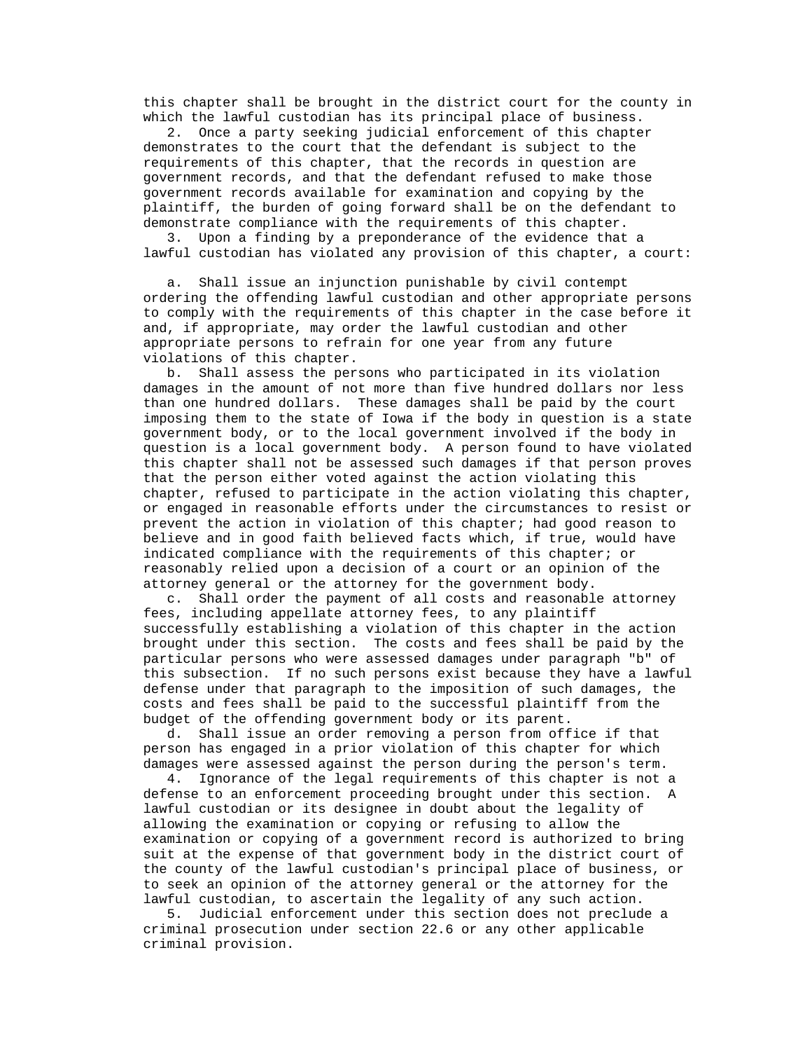this chapter shall be brought in the district court for the county in which the lawful custodian has its principal place of business.

2. Once a party seeking judicial enforcement of this chapter demonstrates to the court that the defendant is subject to the requirements of this chapter, that the records in question are government records, and that the defendant refused to make those government records available for examination and copying by the plaintiff, the burden of going forward shall be on the defendant to demonstrate compliance with the requirements of this chapter.

3. Upon a finding by a preponderance of the evidence that a lawful custodian has violated any provision of this chapter, a court:

a. Shall issue an injunction punishable by civil contempt ordering the offending lawful custodian and other appropriate persons to comply with the requirements of this chapter in the case before it and, if appropriate, may order the lawful custodian and other appropriate persons to refrain for one year from any future violations of this chapter.

b. Shall assess the persons who participated in its violation damages in the amount of not more than five hundred dollars nor less than one hundred dollars. These damages shall be paid by the court imposing them to the state of Iowa if the body in question is a state government body, or to the local government involved if the body in question is a local government body. A person found to have violated this chapter shall not be assessed such damages if that person proves that the person either voted against the action violating this chapter, refused to participate in the action violating this chapter, or engaged in reasonable efforts under the circumstances to resist or prevent the action in violation of this chapter; had good reason to believe and in good faith believed facts which, if true, would have indicated compliance with the requirements of this chapter; or reasonably relied upon a decision of a court or an opinion of the attorney general or the attorney for the government body.

c. Shall order the payment of all costs and reasonable attorney fees, including appellate attorney fees, to any plaintiff successfully establishing a violation of this chapter in the action brought under this section. The costs and fees shall be paid by the particular persons who were assessed damages under paragraph "b" of this subsection. If no such persons exist because they have a lawful defense under that paragraph to the imposition of such damages, the costs and fees shall be paid to the successful plaintiff from the budget of the offending government body or its parent.

d. Shall issue an order removing a person from office if that person has engaged in a prior violation of this chapter for which damages were assessed against the person during the person's term.

4. Ignorance of the legal requirements of this chapter is not a defense to an enforcement proceeding brought under this section. A lawful custodian or its designee in doubt about the legality of allowing the examination or copying or refusing to allow the examination or copying of a government record is authorized to bring suit at the expense of that government body in the district court of the county of the lawful custodian's principal place of business, or to seek an opinion of the attorney general or the attorney for the lawful custodian, to ascertain the legality of any such action.

5. Judicial enforcement under this section does not preclude a criminal prosecution under section 22.6 or any other applicable criminal provision.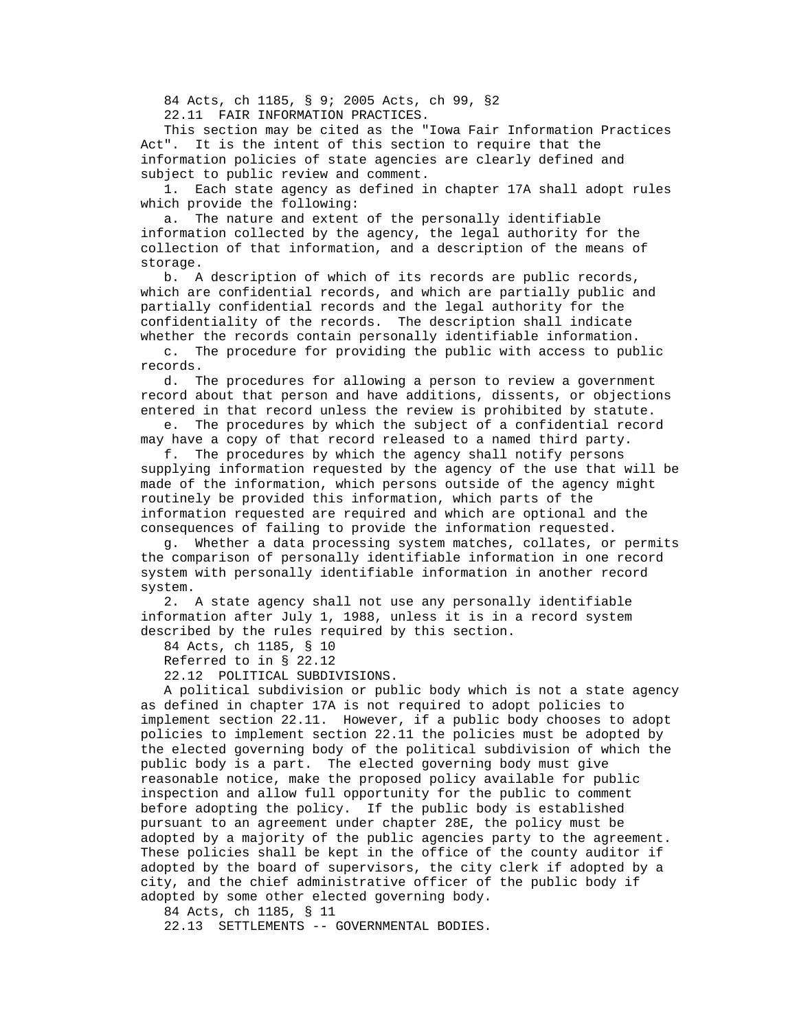84 Acts, ch 1185, § 9; 2005 Acts, ch 99, §2

22.11 FAIR INFORMATION PRACTICES.

This section may be cited as the "Iowa Fair Information Practices Act". It is the intent of this section to require that the information policies of state agencies are clearly defined and subject to public review and comment.

1. Each state agency as defined in chapter 17A shall adopt rules which provide the following:

a. The nature and extent of the personally identifiable information collected by the agency, the legal authority for the collection of that information, and a description of the means of storage.

b. A description of which of its records are public records, which are confidential records, and which are partially public and partially confidential records and the legal authority for the confidentiality of the records. The description shall indicate whether the records contain personally identifiable information.

c. The procedure for providing the public with access to public records.

d. The procedures for allowing a person to review a government record about that person and have additions, dissents, or objections entered in that record unless the review is prohibited by statute.

e. The procedures by which the subject of a confidential record may have a copy of that record released to a named third party.

f. The procedures by which the agency shall notify persons supplying information requested by the agency of the use that will be made of the information, which persons outside of the agency might routinely be provided this information, which parts of the information requested are required and which are optional and the consequences of failing to provide the information requested.

g. Whether a data processing system matches, collates, or permits the comparison of personally identifiable information in one record system with personally identifiable information in another record system.

2. A state agency shall not use any personally identifiable information after July 1, 1988, unless it is in a record system described by the rules required by this section.

84 Acts, ch 1185, § 10

Referred to in § 22.12

22.12 POLITICAL SUBDIVISIONS.

A political subdivision or public body which is not a state agency as defined in chapter 17A is not required to adopt policies to implement section 22.11. However, if a public body chooses to adopt policies to implement section 22.11 the policies must be adopted by the elected governing body of the political subdivision of which the public body is a part. The elected governing body must give reasonable notice, make the proposed policy available for public inspection and allow full opportunity for the public to comment before adopting the policy. If the public body is established pursuant to an agreement under chapter 28E, the policy must be adopted by a majority of the public agencies party to the agreement. These policies shall be kept in the office of the county auditor if adopted by the board of supervisors, the city clerk if adopted by a city, and the chief administrative officer of the public body if adopted by some other elected governing body.

84 Acts, ch 1185, § 11

22.13 SETTLEMENTS -- GOVERNMENTAL BODIES.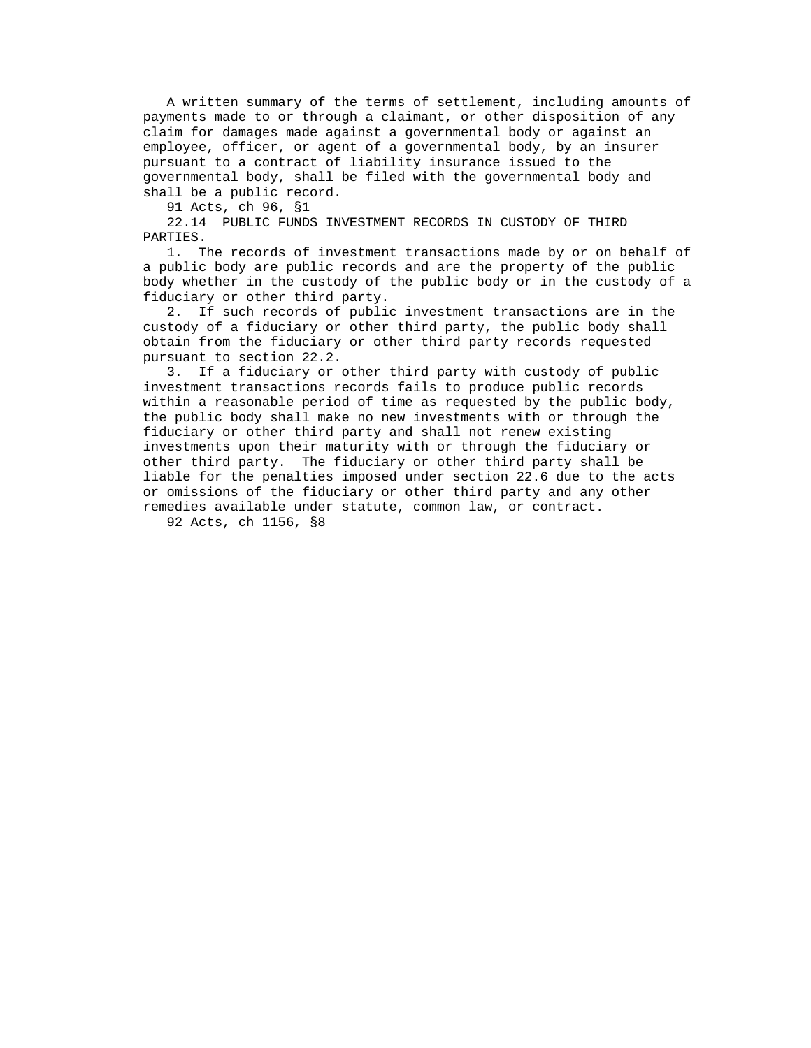A written summary of the terms of settlement, including amounts of payments made to or through a claimant, or other disposition of any claim for damages made against a governmental body or against an employee, officer, or agent of a governmental body, by an insurer pursuant to a contract of liability insurance issued to the governmental body, shall be filed with the governmental body and shall be a public record.

91 Acts, ch 96, §1

## 22.14 PUBLIC FUNDS INVESTMENT RECORDS IN CUSTODY OF THIRD PARTIES.

1. The records of investment transactions made by or on behalf of a public body are public records and are the property of the public body whether in the custody of the public body or in the custody of a fiduciary or other third party.

2. If such records of public investment transactions are in the custody of a fiduciary or other third party, the public body shall obtain from the fiduciary or other third party records requested pursuant to section 22.2.

3. If a fiduciary or other third party with custody of public investment transactions records fails to produce public records within a reasonable period of time as requested by the public body, the public body shall make no new investments with or through the fiduciary or other third party and shall not renew existing investments upon their maturity with or through the fiduciary or other third party. The fiduciary or other third party shall be liable for the penalties imposed under section 22.6 due to the acts or omissions of the fiduciary or other third party and any other remedies available under statute, common law, or contract.

92 Acts, ch 1156, §8